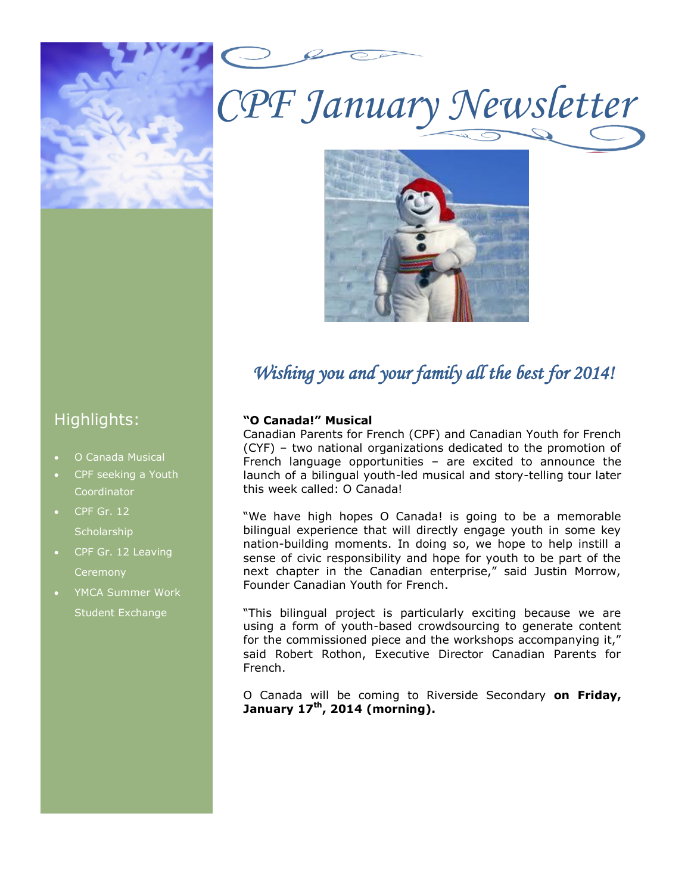# CPF January Newsletter

*Wishing you and your family all the best for 2014!*

## Highlights:

- O Canada Musical
- CPF seeking a Youth Coordinator
- CPF Gr. 12 Scholarship
- CPF Gr. 12 Leaving Ceremony
- YMCA Summer Work Student Exchange

**"O Canada!" Musical**

Canadian Parents for French (CPF) and Canadian Youth for French (CYF) – two national organizations dedicated to the promotion of French language opportunities – are excited to announce the launch of a bilingual youth-led musical and story-telling tour later this week called: O Canada!

"We have high hopes O Canada! is going to be a memorable bilingual experience that will directly engage youth in some key nation-building moments. In doing so, we hope to help instill a sense of civic responsibility and hope for youth to be part of the next chapter in the Canadian enterprise," said Justin Morrow, Founder Canadian Youth for French.

"This bilingual project is particularly exciting because we are using a form of youth-based crowdsourcing to generate content for the commissioned piece and the workshops accompanying it," said Robert Rothon, Executive Director Canadian Parents for French.

O Canada will be coming to Riverside Secondary **on Friday, January 17th, 2014 (morning).**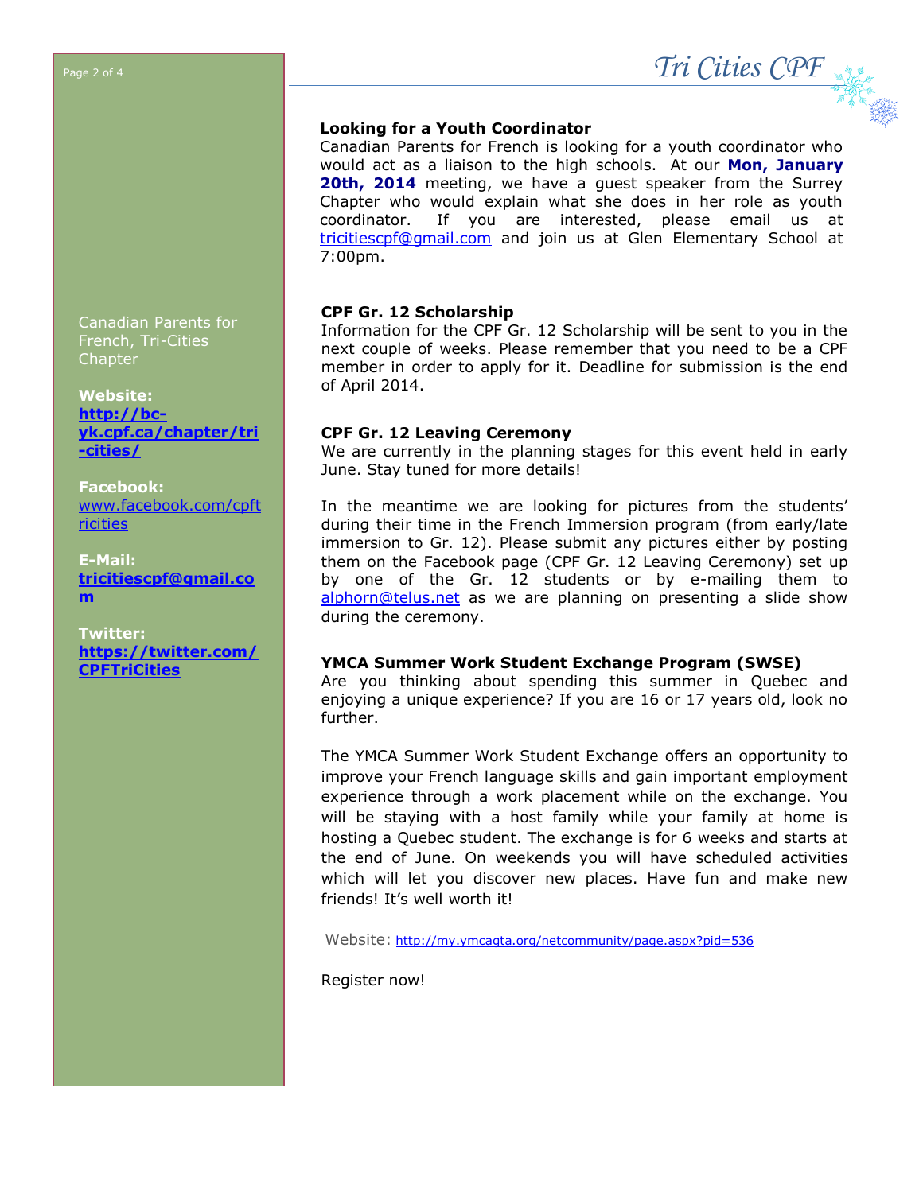## Looking for a Youth Coordinator

Canadian Parents for French is looking for a youth coordinator who would act as a liaison to the high schools. At our **Mon, January 20th, 2014** meeting, we have a guest speaker from the Surrey Chapter who would explain what she does in her role as youth coordinator. If you are interested, please email us at tricitiescpf@gmail.com and join us at Glen Elementary School at 7:00pm.

## CPF Gr. 12 Scholarship

Information for the CPF Gr. 12 Scholarship will be sent to you in the next couple of weeks. Please remember that you need to be a CPF member in order to apply for it. Deadline for submission is the end of April 2014.

## CPF Gr. 12 Leaving Ceremony

We are currently in the planning stages for this event held in early June. Stay tuned for more details!

In the meantime we are looking for pictures from the students' during their time in the French Immersion program (from early/late immersion to Gr. 12). Please submit any pictures either by posting them on the Facebook page (CPF Gr. 12 Leaving Ceremony) set up by one of the Gr. 12 students or by e-mailing them to alphorn@telus.net as we are planning on presenting a slide show during the ceremony.

## YMCA Summer Work Student Exchange Program (SWSE)

Are you thinking about spending this summer in Quebec and enjoying a unique experience? If you are 16 or 17 years old, look no further.

The YMCA Summer Work Student Exchange offers an opportunity to improve your French language skills and gain important employment experience through a work placement while on the exchange. You will be staying with a host family while your family at home is hosting a Quebec student. The exchange is for 6 weeks and starts at the end of June. On weekends you will have scheduled activities which will let you discover new places. Have fun and make new friends! It's well worth it!

Website: http://my.ymcagta.org/netcommunity/page.aspx?pid=536

Register now!

---

Canadian Parents for French, Tri-Cities Chapter

**Website:**
**http://bc-yk.cpf.ca/chapter/tri-cities/**

**Facebook:**
www.facebook.com/cpftricities

**E-Mail:**
**tricitiescpf@gmail.com**

**Twitter:**
**https://twitter.com/CPFTriCities**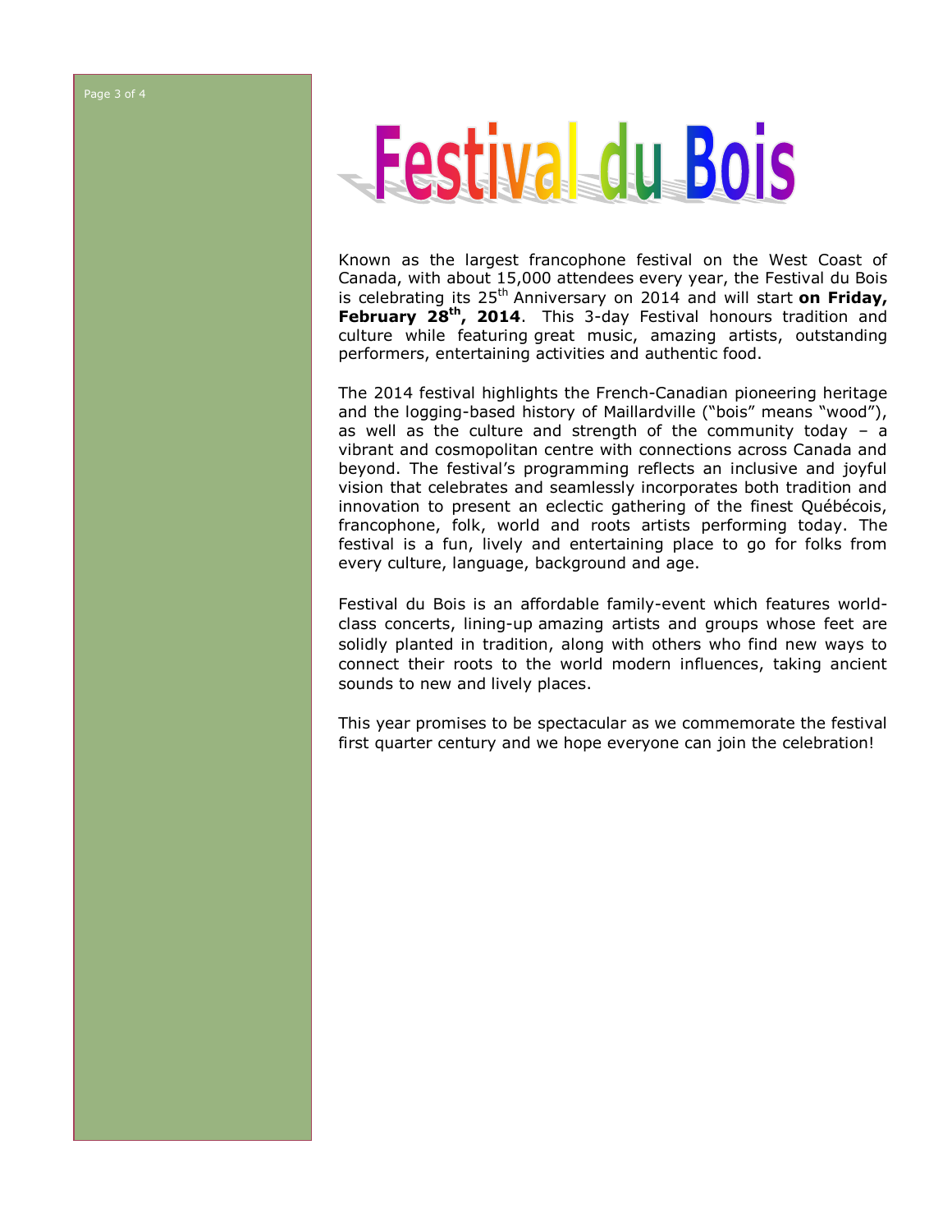# Festival du Bois

Known as the largest francophone festival on the West Coast of Canada, with about 15,000 attendees every year, the Festival du Bois is celebrating its 25th Anniversary on 2014 and will start **on Friday, February 28th, 2014**. This 3-day Festival honours tradition and culture while featuring great music, amazing artists, outstanding performers, entertaining activities and authentic food.

The 2014 festival highlights the French-Canadian pioneering heritage and the logging-based history of Maillardville ("bois" means "wood"), as well as the culture and strength of the community today – a vibrant and cosmopolitan centre with connections across Canada and beyond. The festival's programming reflects an inclusive and joyful vision that celebrates and seamlessly incorporates both tradition and innovation to present an eclectic gathering of the finest Québécois, francophone, folk, world and roots artists performing today. The festival is a fun, lively and entertaining place to go for folks from every culture, language, background and age.

Festival du Bois is an affordable family-event which features world-class concerts, lining-up amazing artists and groups whose feet are solidly planted in tradition, along with others who find new ways to connect their roots to the world modern influences, taking ancient sounds to new and lively places.

This year promises to be spectacular as we commemorate the festival first quarter century and we hope everyone can join the celebration!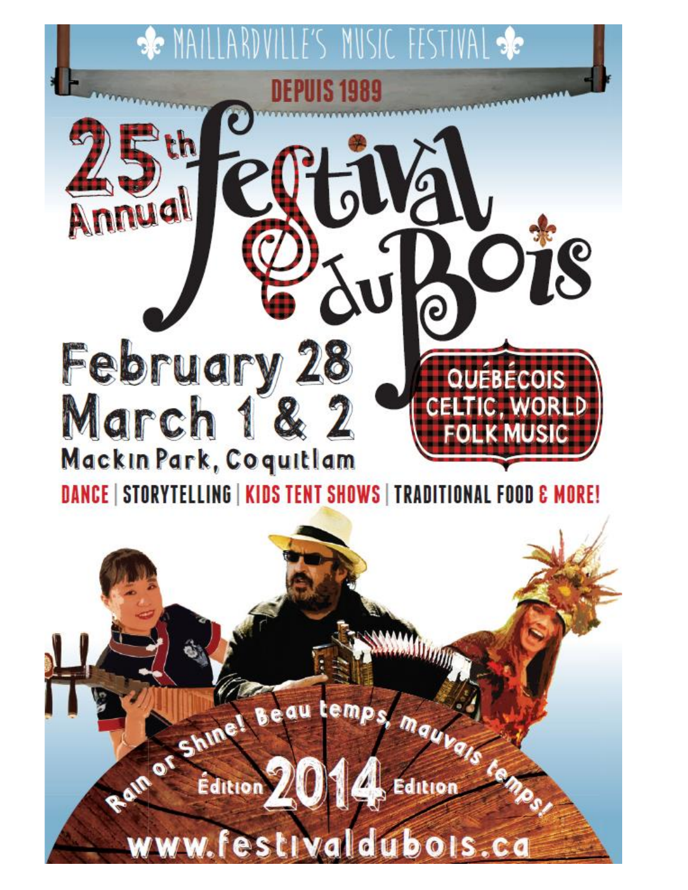MAILLARDVILLE'S MUSIC FESTIVAL

DEPUIS 1989

# 25th Annual Festival du Bois

## February 28
## March 1 & 2

Mackin Park, Coquitlam

QUÉBÉCOIS
CELTIC, WORLD
FOLK MUSIC

DANCE | STORYTELLING | KIDS TENT SHOWS | TRADITIONAL FOOD & MORE!

Rain or Shine! Beau temps, mauvais temps!

Édition 2014 Edition

www.festivaldubois.ca